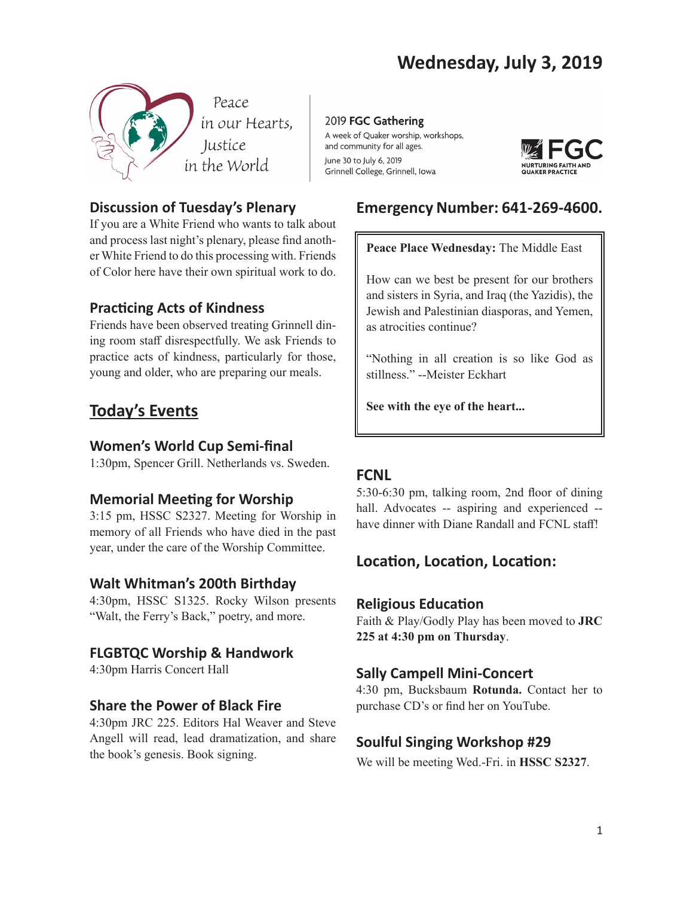# Wednesday, July 3, 2019

Peace in our Hearts, Justice in the World

2019 **FGC Gathering**
A week of Quaker worship, workshops, and community for all ages.
June 30 to July 6, 2019
Grinnell College, Grinnell, Iowa

FGC — NURTURING FAITH AND QUAKER PRACTICE

## Discussion of Tuesday's Plenary

If you are a White Friend who wants to talk about and process last night's plenary, please find another White Friend to do this processing with. Friends of Color here have their own spiritual work to do.

## Practicing Acts of Kindness

Friends have been observed treating Grinnell dining room staff disrespectfully. We ask Friends to practice acts of kindness, particularly for those, young and older, who are preparing our meals.

## Today's Events

### Women's World Cup Semi-final

1:30pm, Spencer Grill. Netherlands vs. Sweden.

### Memorial Meeting for Worship

3:15 pm, HSSC S2327. Meeting for Worship in memory of all Friends who have died in the past year, under the care of the Worship Committee.

### Walt Whitman's 200th Birthday

4:30pm, HSSC S1325. Rocky Wilson presents "Walt, the Ferry's Back," poetry, and more.

### FLGBTQC Worship & Handwork

4:30pm Harris Concert Hall

### Share the Power of Black Fire

4:30pm JRC 225. Editors Hal Weaver and Steve Angell will read, lead dramatization, and share the book's genesis. Book signing.

## Emergency Number: 641-269-4600.

**Peace Place Wednesday:** The Middle East

How can we best be present for our brothers and sisters in Syria, and Iraq (the Yazidis), the Jewish and Palestinian diasporas, and Yemen, as atrocities continue?

"Nothing in all creation is so like God as stillness." --Meister Eckhart

**See with the eye of the heart...**

### FCNL

5:30-6:30 pm, talking room, 2nd floor of dining hall. Advocates -- aspiring and experienced -- have dinner with Diane Randall and FCNL staff!

## Location, Location, Location:

### Religious Education

Faith & Play/Godly Play has been moved to **JRC 225 at 4:30 pm on Thursday**.

### Sally Campell Mini-Concert

4:30 pm, Bucksbaum **Rotunda.** Contact her to purchase CD's or find her on YouTube.

### Soulful Singing Workshop #29

We will be meeting Wed.-Fri. in **HSSC S2327**.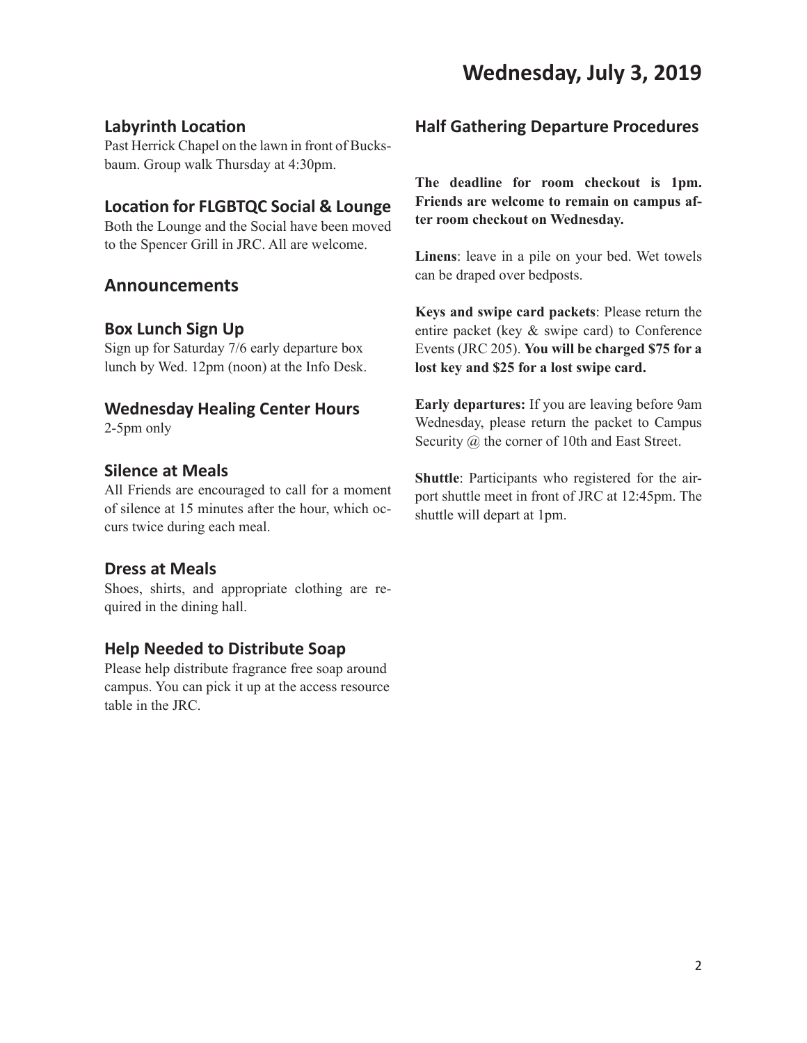# Wednesday, July 3, 2019

### Labyrinth Location

Past Herrick Chapel on the lawn in front of Bucksbaum. Group walk Thursday at 4:30pm.

### Location for FLGBTQC Social & Lounge

Both the Lounge and the Social have been moved to the Spencer Grill in JRC. All are welcome.

## Announcements

### Box Lunch Sign Up

Sign up for Saturday 7/6 early departure box lunch by Wed. 12pm (noon) at the Info Desk.

### Wednesday Healing Center Hours

2-5pm only

### Silence at Meals

All Friends are encouraged to call for a moment of silence at 15 minutes after the hour, which occurs twice during each meal.

### Dress at Meals

Shoes, shirts, and appropriate clothing are required in the dining hall.

### Help Needed to Distribute Soap

Please help distribute fragrance free soap around campus. You can pick it up at the access resource table in the JRC.

### Half Gathering Departure Procedures

**The deadline for room checkout is 1pm. Friends are welcome to remain on campus after room checkout on Wednesday.**

**Linens**: leave in a pile on your bed. Wet towels can be draped over bedposts.

**Keys and swipe card packets**: Please return the entire packet (key & swipe card) to Conference Events (JRC 205). **You will be charged $75 for a lost key and $25 for a lost swipe card.**

**Early departures:** If you are leaving before 9am Wednesday, please return the packet to Campus Security @ the corner of 10th and East Street.

**Shuttle**: Participants who registered for the airport shuttle meet in front of JRC at 12:45pm. The shuttle will depart at 1pm.